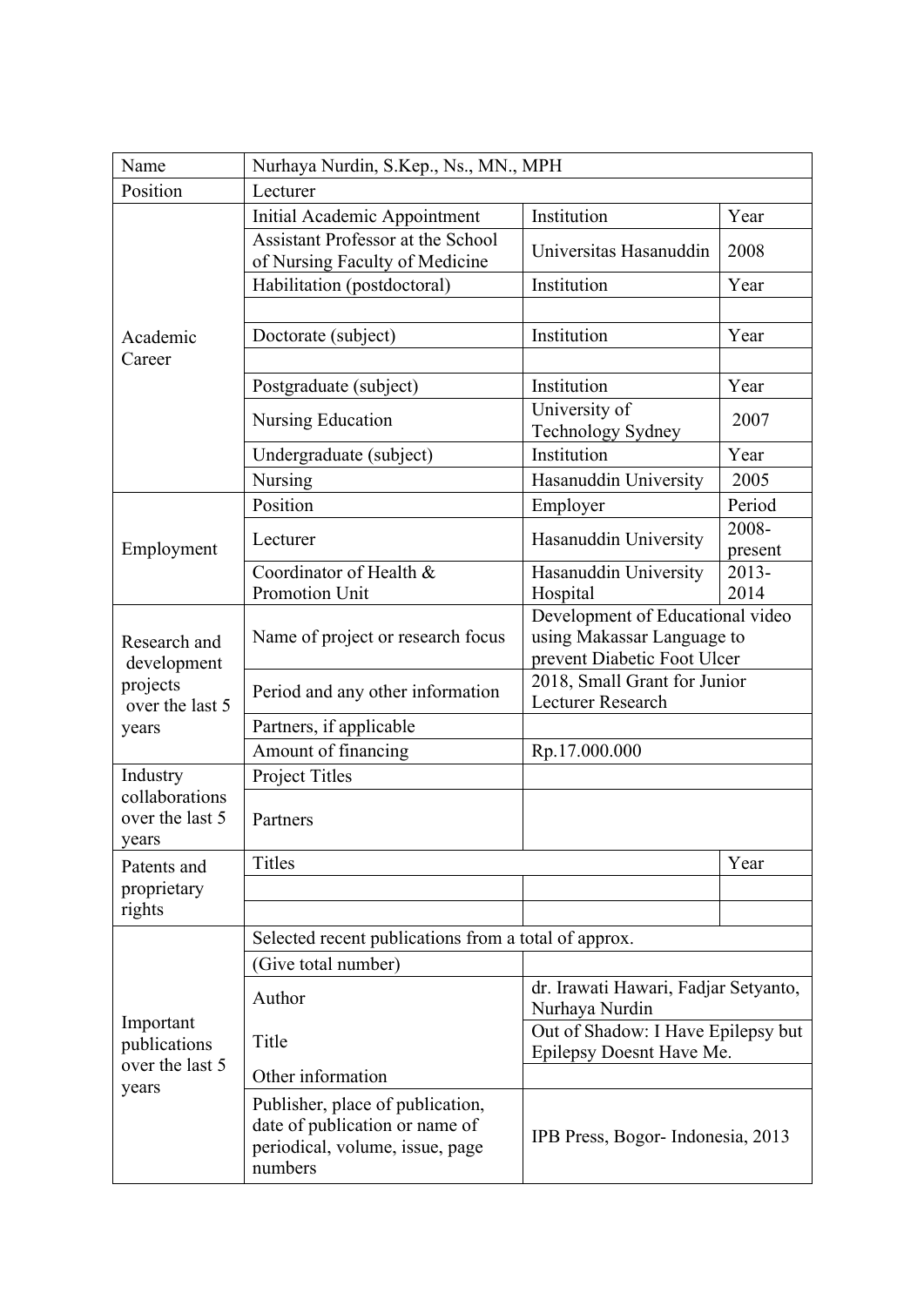| | | | |
|---|---|---|---|
| Name | Nurhaya Nurdin, S.Kep., Ns., MN., MPH | | |
| Position | Lecturer | | |
| Academic Career | Initial Academic Appointment | Institution | Year |
| | Assistant Professor at the School of Nursing Faculty of Medicine | Universitas Hasanuddin | 2008 |
| | Habilitation (postdoctoral) | Institution | Year |
| | | | |
| | Doctorate (subject) | Institution | Year |
| | | | |
| | Postgraduate (subject) | Institution | Year |
| | Nursing Education | University of Technology Sydney | 2007 |
| | Undergraduate (subject) | Institution | Year |
| | Nursing | Hasanuddin University | 2005 |
| Employment | Position | Employer | Period |
| | Lecturer | Hasanuddin University | 2008-present |
| | Coordinator of Health & Promotion Unit | Hasanuddin University Hospital | 2013-2014 |
| Research and development projects over the last 5 years | Name of project or research focus | Development of Educational video using Makassar Language to prevent Diabetic Foot Ulcer | |
| | Period and any other information | 2018, Small Grant for Junior Lecturer Research | |
| | Partners, if applicable | | |
| | Amount of financing | Rp.17.000.000 | |
| Industry collaborations over the last 5 years | Project Titles | | |
| | Partners | | |
| Patents and proprietary rights | Titles | | Year |
| | | | |
| | | | |
| Important publications over the last 5 years | Selected recent publications from a total of approx. | | |
| | (Give total number) | | |
| | Author | dr. Irawati Hawari, Fadjar Setyanto, Nurhaya Nurdin | |
| | Title | Out of Shadow: I Have Epilepsy but Epilepsy Doesnt Have Me. | |
| | Other information | | |
| | Publisher, place of publication, date of publication or name of periodical, volume, issue, page numbers | IPB Press, Bogor- Indonesia, 2013 | |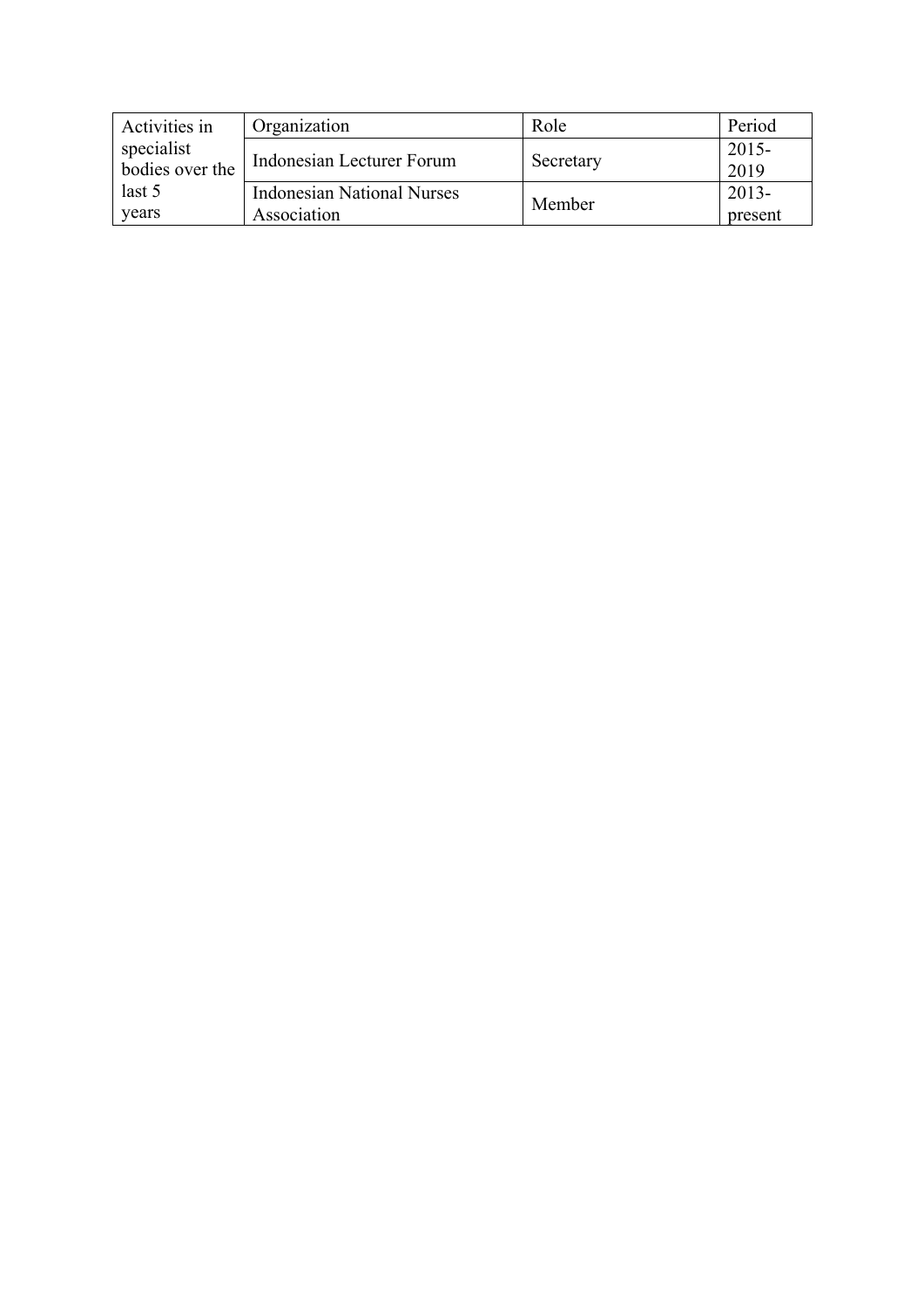| Activities in specialist bodies over the last 5 years | Organization | Role | Period |
|---|---|---|---|
| | Indonesian Lecturer Forum | Secretary | 2015-2019 |
| | Indonesian National Nurses Association | Member | 2013-present |